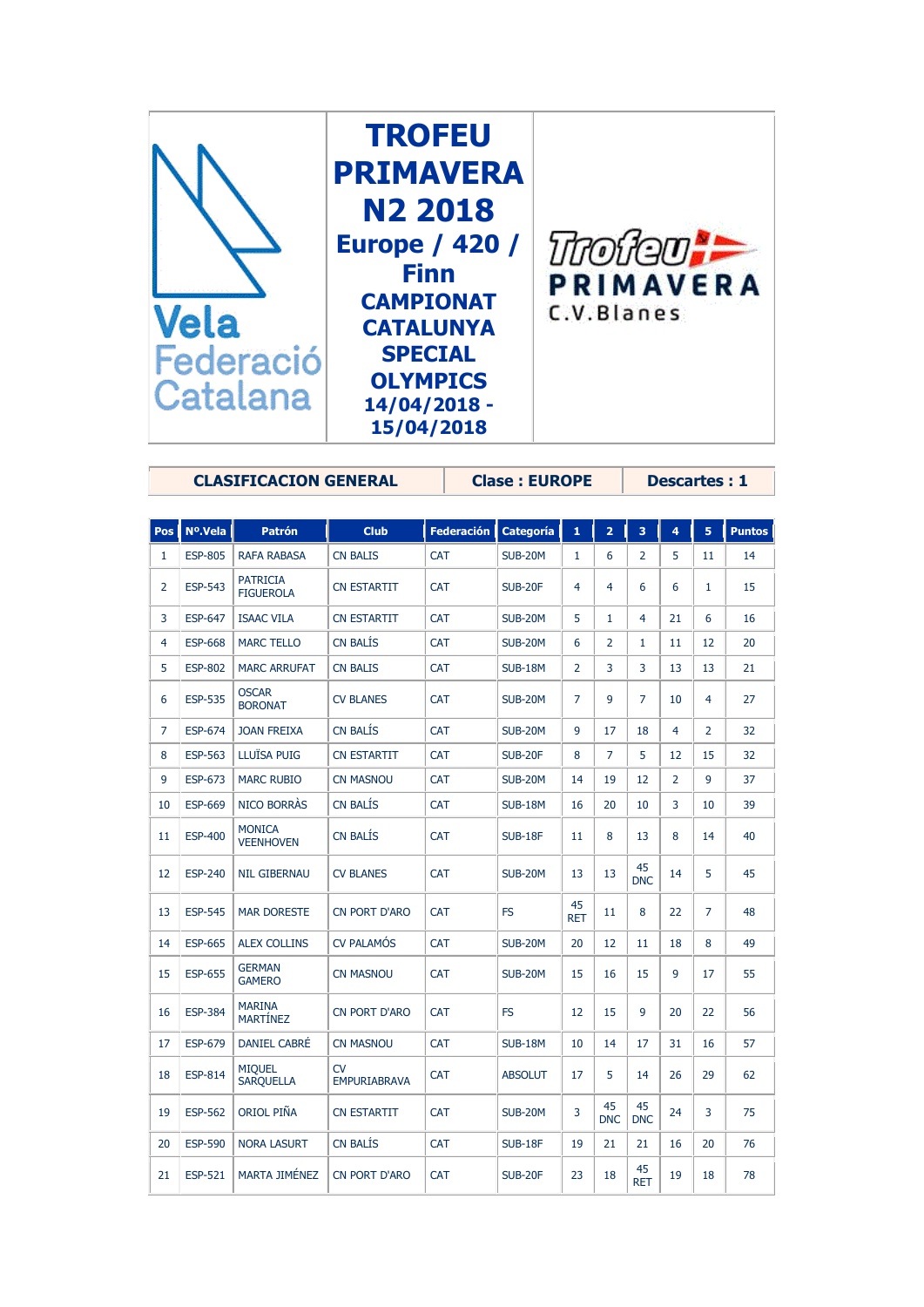Vela Federació Catalana

# TROFEU PRIMAVERA N2 2018

## Europe / 420 / Finn

### CAMPIONAT CATALUNYA SPECIAL OLYMPICS

### 14/04/2018 - 15/04/2018

Trofeu PRIMAVERA C.V.Blanes

| CLASIFICACION GENERAL | Clase : EUROPE | Descartes : 1 |
|---|---|---|

| Pos | Nº.Vela | Patrón | Club | Federación | Categoría | 1 | 2 | 3 | 4 | 5 | Puntos |
|---|---|---|---|---|---|---|---|---|---|---|---|
| 1 | ESP-805 | RAFA RABASA | CN BALIS | CAT | SUB-20M | 1 | 6 | 2 | 5 | 11 | 14 |
| 2 | ESP-543 | PATRICIA FIGUEROLA | CN ESTARTIT | CAT | SUB-20F | 4 | 4 | 6 | 6 | 1 | 15 |
| 3 | ESP-647 | ISAAC VILA | CN ESTARTIT | CAT | SUB-20M | 5 | 1 | 4 | 21 | 6 | 16 |
| 4 | ESP-668 | MARC TELLO | CN BALÍS | CAT | SUB-20M | 6 | 2 | 1 | 11 | 12 | 20 |
| 5 | ESP-802 | MARC ARRUFAT | CN BALIS | CAT | SUB-18M | 2 | 3 | 3 | 13 | 13 | 21 |
| 6 | ESP-535 | OSCAR BORONAT | CV BLANES | CAT | SUB-20M | 7 | 9 | 7 | 10 | 4 | 27 |
| 7 | ESP-674 | JOAN FREIXA | CN BALÍS | CAT | SUB-20M | 9 | 17 | 18 | 4 | 2 | 32 |
| 8 | ESP-563 | LLUÏSA PUIG | CN ESTARTIT | CAT | SUB-20F | 8 | 7 | 5 | 12 | 15 | 32 |
| 9 | ESP-673 | MARC RUBIO | CN MASNOU | CAT | SUB-20M | 14 | 19 | 12 | 2 | 9 | 37 |
| 10 | ESP-669 | NICO BORRÀS | CN BALÍS | CAT | SUB-18M | 16 | 20 | 10 | 3 | 10 | 39 |
| 11 | ESP-400 | MONICA VEENHOVEN | CN BALÍS | CAT | SUB-18F | 11 | 8 | 13 | 8 | 14 | 40 |
| 12 | ESP-240 | NIL GIBERNAU | CV BLANES | CAT | SUB-20M | 13 | 13 | 45 DNC | 14 | 5 | 45 |
| 13 | ESP-545 | MAR DORESTE | CN PORT D'ARO | CAT | FS | 45 RET | 11 | 8 | 22 | 7 | 48 |
| 14 | ESP-665 | ALEX COLLINS | CV PALAMÓS | CAT | SUB-20M | 20 | 12 | 11 | 18 | 8 | 49 |
| 15 | ESP-655 | GERMAN GAMERO | CN MASNOU | CAT | SUB-20M | 15 | 16 | 15 | 9 | 17 | 55 |
| 16 | ESP-384 | MARINA MARTÍNEZ | CN PORT D'ARO | CAT | FS | 12 | 15 | 9 | 20 | 22 | 56 |
| 17 | ESP-679 | DANIEL CABRÉ | CN MASNOU | CAT | SUB-18M | 10 | 14 | 17 | 31 | 16 | 57 |
| 18 | ESP-814 | MIQUEL SARQUELLA | CV EMPURIABRAVA | CAT | ABSOLUT | 17 | 5 | 14 | 26 | 29 | 62 |
| 19 | ESP-562 | ORIOL PIÑA | CN ESTARTIT | CAT | SUB-20M | 3 | 45 DNC | 45 DNC | 24 | 3 | 75 |
| 20 | ESP-590 | NORA LASURT | CN BALÍS | CAT | SUB-18F | 19 | 21 | 21 | 16 | 20 | 76 |
| 21 | ESP-521 | MARTA JIMÉNEZ | CN PORT D'ARO | CAT | SUB-20F | 23 | 18 | 45 RET | 19 | 18 | 78 |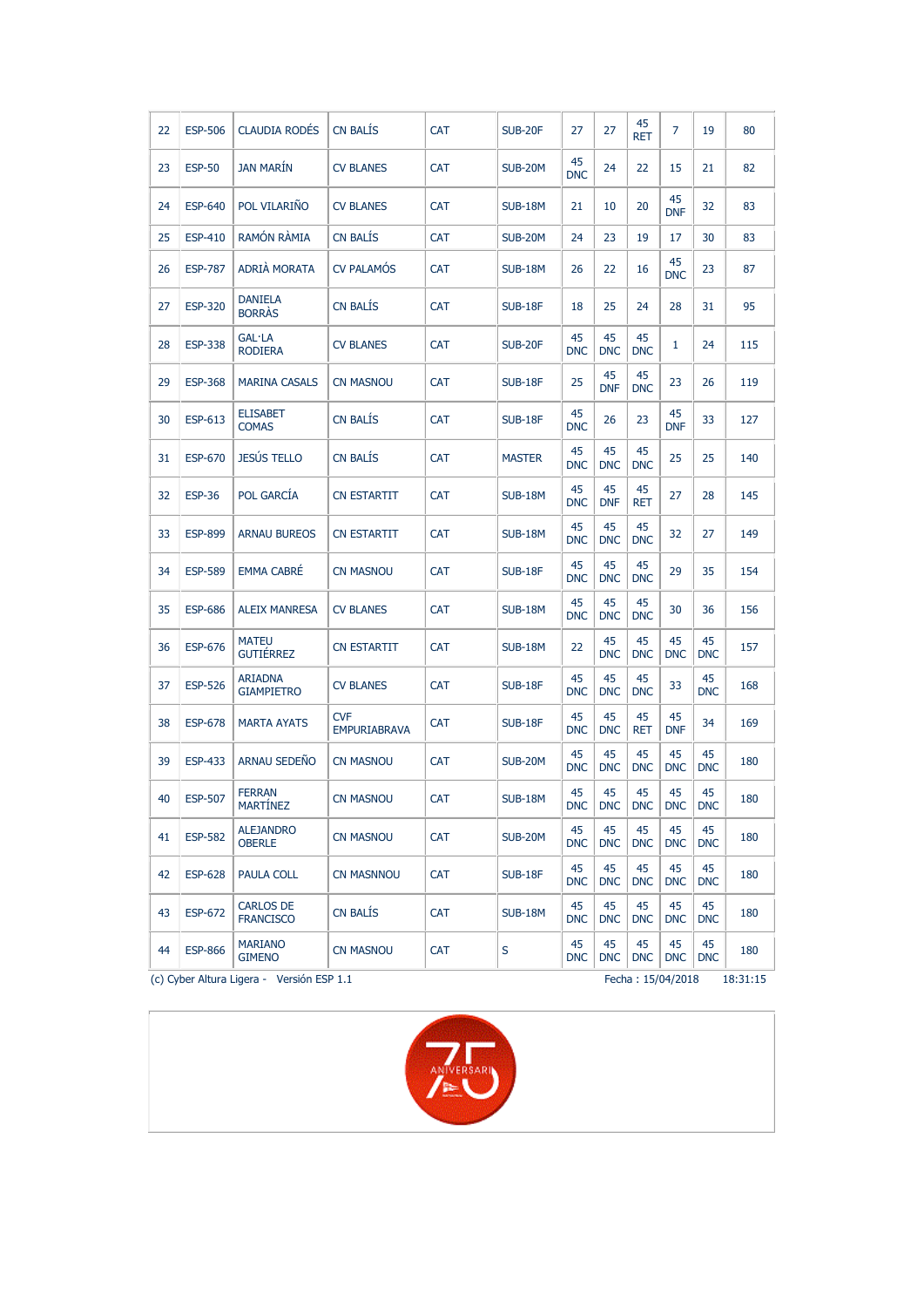| | | | | | | | | | | | |
|---|---|---|---|---|---|---|---|---|---|---|---|
| 22 | ESP-506 | CLAUDIA RODÉS | CN BALÍS | CAT | SUB-20F | 27 | 27 | 45 RET | 7 | 19 | 80 |
| 23 | ESP-50 | JAN MARÍN | CV BLANES | CAT | SUB-20M | 45 DNC | 24 | 22 | 15 | 21 | 82 |
| 24 | ESP-640 | POL VILARIÑO | CV BLANES | CAT | SUB-18M | 21 | 10 | 20 | 45 DNF | 32 | 83 |
| 25 | ESP-410 | RAMÓN RÀMIA | CN BALÍS | CAT | SUB-20M | 24 | 23 | 19 | 17 | 30 | 83 |
| 26 | ESP-787 | ADRIÀ MORATA | CV PALAMÓS | CAT | SUB-18M | 26 | 22 | 16 | 45 DNC | 23 | 87 |
| 27 | ESP-320 | DANIELA BORRÀS | CN BALÍS | CAT | SUB-18F | 18 | 25 | 24 | 28 | 31 | 95 |
| 28 | ESP-338 | GAL·LA RODIERA | CV BLANES | CAT | SUB-20F | 45 DNC | 45 DNC | 45 DNC | 1 | 24 | 115 |
| 29 | ESP-368 | MARINA CASALS | CN MASNOU | CAT | SUB-18F | 25 | 45 DNF | 45 DNC | 23 | 26 | 119 |
| 30 | ESP-613 | ELISABET COMAS | CN BALÍS | CAT | SUB-18F | 45 DNC | 26 | 23 | 45 DNF | 33 | 127 |
| 31 | ESP-670 | JESÚS TELLO | CN BALÍS | CAT | MASTER | 45 DNC | 45 DNC | 45 DNC | 25 | 25 | 140 |
| 32 | ESP-36 | POL GARCÍA | CN ESTARTIT | CAT | SUB-18M | 45 DNC | 45 DNF | 45 RET | 27 | 28 | 145 |
| 33 | ESP-899 | ARNAU BUREOS | CN ESTARTIT | CAT | SUB-18M | 45 DNC | 45 DNC | 45 DNC | 32 | 27 | 149 |
| 34 | ESP-589 | EMMA CABRÉ | CN MASNOU | CAT | SUB-18F | 45 DNC | 45 DNC | 45 DNC | 29 | 35 | 154 |
| 35 | ESP-686 | ALEIX MANRESA | CV BLANES | CAT | SUB-18M | 45 DNC | 45 DNC | 45 DNC | 30 | 36 | 156 |
| 36 | ESP-676 | MATEU GUTIÉRREZ | CN ESTARTIT | CAT | SUB-18M | 22 | 45 DNC | 45 DNC | 45 DNC | 45 DNC | 157 |
| 37 | ESP-526 | ARIADNA GIAMPIETRO | CV BLANES | CAT | SUB-18F | 45 DNC | 45 DNC | 45 DNC | 33 | 45 DNC | 168 |
| 38 | ESP-678 | MARTA AYATS | CVF EMPURIABRAVA | CAT | SUB-18F | 45 DNC | 45 DNC | 45 RET | 45 DNF | 34 | 169 |
| 39 | ESP-433 | ARNAU SEDEÑO | CN MASNOU | CAT | SUB-20M | 45 DNC | 45 DNC | 45 DNC | 45 DNC | 45 DNC | 180 |
| 40 | ESP-507 | FERRAN MARTÍNEZ | CN MASNOU | CAT | SUB-18M | 45 DNC | 45 DNC | 45 DNC | 45 DNC | 45 DNC | 180 |
| 41 | ESP-582 | ALEJANDRO OBERLE | CN MASNOU | CAT | SUB-20M | 45 DNC | 45 DNC | 45 DNC | 45 DNC | 45 DNC | 180 |
| 42 | ESP-628 | PAULA COLL | CN MASNNOU | CAT | SUB-18F | 45 DNC | 45 DNC | 45 DNC | 45 DNC | 45 DNC | 180 |
| 43 | ESP-672 | CARLOS DE FRANCISCO | CN BALÍS | CAT | SUB-18M | 45 DNC | 45 DNC | 45 DNC | 45 DNC | 45 DNC | 180 |
| 44 | ESP-866 | MARIANO GIMENO | CN MASNOU | CAT | S | 45 DNC | 45 DNC | 45 DNC | 45 DNC | 45 DNC | 180 |

(c) Cyber Altura Ligera - Versión ESP 1.1 Fecha : 15/04/2018 18:31:15

75 ANIVERSARI